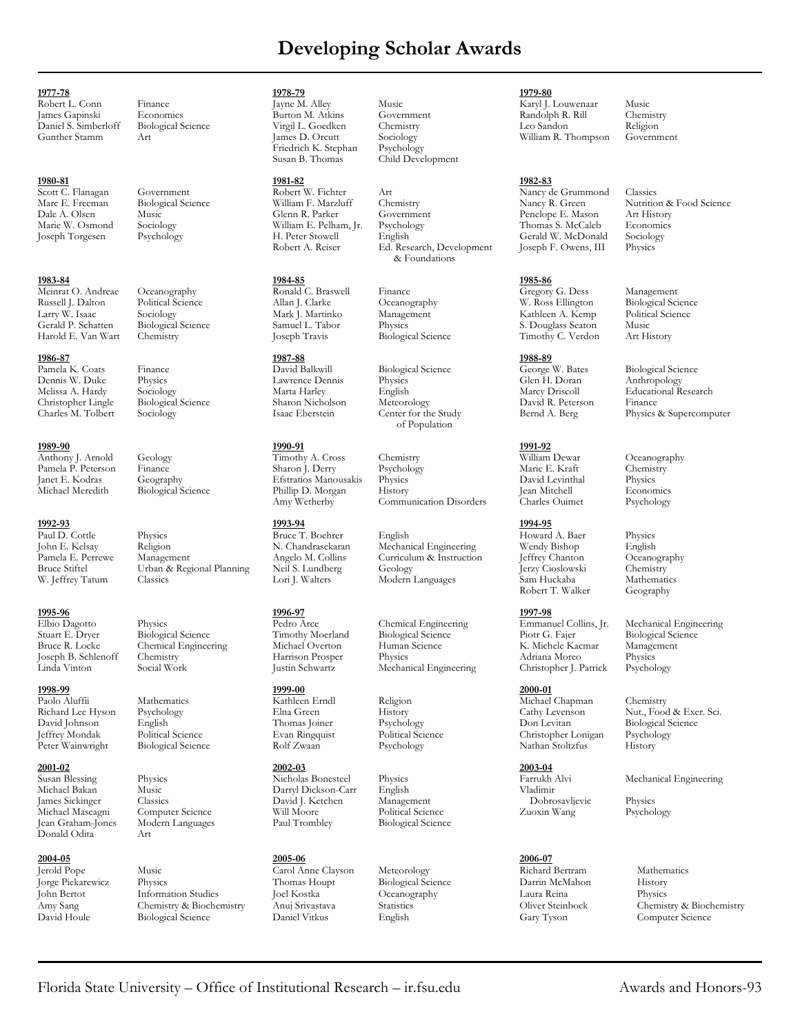# Developing Scholar Awards

**1977-78**

| Name | Department |
|---|---|
| Robert L. Conn | Finance |
| James Gapinski | Economics |
| Daniel S. Simberloff | Biological Science |
| Gunther Stamm | Art |

**1978-79**

| Name | Department |
|---|---|
| Jayne M. Alley | Music |
| Burton M. Atkins | Government |
| Virgil L. Goedken | Chemistry |
| James D. Orcutt | Sociology |
| Friedrich K. Stephan | Psychology |
| Susan B. Thomas | Child Development |

**1979-80**

| Name | Department |
|---|---|
| Karyl J. Louwenaar | Music |
| Randolph R. Rill | Chemistry |
| Leo Sandon | Religion |
| William R. Thompson | Government |

**1980-81**

| Name | Department |
|---|---|
| Scott C. Flanagan | Government |
| Marc E. Freeman | Biological Science |
| Dale A. Olsen | Music |
| Marie W. Osmond | Sociology |
| Joseph Torgesen | Psychology |

**1981-82**

| Name | Department |
|---|---|
| Robert W. Fichter | Art |
| William F. Marzluff | Chemistry |
| Glenn R. Parker | Government |
| William E. Pelham, Jr. | Psychology |
| H. Peter Stowell | English |
| Robert A. Reiser | Ed. Research, Development & Foundations |

**1982-83**

| Name | Department |
|---|---|
| Nancy de Grummond | Classics |
| Nancy R. Green | Nutrition & Food Science |
| Penelope E. Mason | Art History |
| Thomas S. McCaleb | Economics |
| Gerald W. McDonald | Sociology |
| Joseph F. Owens, III | Physics |

**1983-84**

| Name | Department |
|---|---|
| Meinrat O. Andreae | Oceanography |
| Russell J. Dalton | Political Science |
| Larry W. Isaac | Sociology |
| Gerald P. Schatten | Biological Science |
| Harold E. Van Wart | Chemistry |

**1984-85**

| Name | Department |
|---|---|
| Ronald C. Braswell | Finance |
| Allan J. Clarke | Oceanography |
| Mark J. Martinko | Management |
| Samuel L. Tabor | Physics |
| Joseph Travis | Biological Science |

**1985-86**

| Name | Department |
|---|---|
| Gregory G. Dess | Management |
| W. Ross Ellington | Biological Science |
| Kathleen A. Kemp | Political Science |
| S. Douglass Seaton | Music |
| Timothy C. Verdon | Art History |

**1986-87**

| Name | Department |
|---|---|
| Pamela K. Coats | Finance |
| Dennis W. Duke | Physics |
| Melissa A. Hardy | Sociology |
| Christopher Lingle | Biological Science |
| Charles M. Tolbert | Sociology |

**1987-88**

| Name | Department |
|---|---|
| David Balkwill | Biological Science |
| Lawrence Dennis | Physics |
| Marta Harley | English |
| Sharon Nicholson | Meteorology |
| Isaac Eberstein | Center for the Study of Population |

**1988-89**

| Name | Department |
|---|---|
| George W. Bates | Biological Science |
| Glen H. Doran | Anthropology |
| Marcy Driscoll | Educational Research |
| David R. Peterson | Finance |
| Bernd A. Berg | Physics & Supercomputer |

**1989-90**

| Name | Department |
|---|---|
| Anthony J. Arnold | Geology |
| Pamela P. Peterson | Finance |
| Janet E. Kodras | Geography |
| Michael Meredith | Biological Science |

**1990-91**

| Name | Department |
|---|---|
| Timothy A. Cross | Chemistry |
| Sharon J. Derry | Psychology |
| Efstratios Manousakis | Physics |
| Phillip D. Morgan | History |
| Amy Wetherby | Communication Disorders |

**1991-92**

| Name | Department |
|---|---|
| William Dewar | Oceanography |
| Marie E. Kraft | Chemistry |
| David Levinthal | Physics |
| Jean Mitchell | Economics |
| Charles Ouimet | Psychology |

**1992-93**

| Name | Department |
|---|---|
| Paul D. Cottle | Physics |
| John E. Kelsay | Religion |
| Pamela E. Perrewe | Management |
| Bruce Stiftel | Urban & Regional Planning |
| W. Jeffrey Tatum | Classics |

**1993-94**

| Name | Department |
|---|---|
| Bruce T. Boehrer | English |
| N. Chandrasekaran | Mechanical Engineering |
| Angelo M. Collins | Curriculum & Instruction |
| Neil S. Lundberg | Geology |
| Lori J. Walters | Modern Languages |

**1994-95**

| Name | Department |
|---|---|
| Howard A. Baer | Physics |
| Wendy Bishop | English |
| Jeffrey Chanton | Oceanography |
| Jerzy Cioslowski | Chemistry |
| Sam Huckaba | Mathematics |
| Robert T. Walker | Geography |

**1995-96**

| Name | Department |
|---|---|
| Elbio Dagotto | Physics |
| Stuart E. Dryer | Biological Science |
| Bruce R. Locke | Chemical Engineering |
| Joseph B. Schlenoff | Chemistry |
| Linda Vinton | Social Work |

**1996-97**

| Name | Department |
|---|---|
| Pedro Arce | Chemical Engineering |
| Timothy Moerland | Biological Science |
| Michael Overton | Human Science |
| Harrison Prosper | Physics |
| Justin Schwartz | Mechanical Engineering |

**1997-98**

| Name | Department |
|---|---|
| Emmanuel Collins, Jr. | Mechanical Engineering |
| Piotr G. Fajer | Biological Science |
| K. Michele Kacmar | Management |
| Adriana Moreo | Physics |
| Christopher J. Patrick | Psychology |

**1998-99**

| Name | Department |
|---|---|
| Paolo Aluffi | Mathematics |
| Richard Lee Hyson | Psychology |
| David Johnson | English |
| Jeffrey Mondak | Political Science |
| Peter Wainwright | Biological Science |

**1999-00**

| Name | Department |
|---|---|
| Kathleen Erndl | Religion |
| Elna Green | History |
| Thomas Joiner | Psychology |
| Evan Ringquist | Political Science |
| Rolf Zwaan | Psychology |

**2000-01**

| Name | Department |
|---|---|
| Michael Chapman | Chemistry |
| Cathy Levenson | Nut., Food & Exer. Sci. |
| Don Levitan | Biological Science |
| Christopher Lonigan | Psychology |
| Nathan Stoltzfus | History |

**2001-02**

| Name | Department |
|---|---|
| Susan Blessing | Physics |
| Michael Bakan | Music |
| James Sickinger | Classics |
| Michael Mascagni | Computer Science |
| Jean Graham-Jones | Modern Languages |
| Donald Odita | Art |

**2002-03**

| Name | Department |
|---|---|
| Nicholas Bonesteel | Physics |
| Darryl Dickson-Carr | English |
| David J. Ketchen | Management |
| Will Moore | Political Science |
| Paul Trombley | Biological Science |

**2003-04**

| Name | Department |
|---|---|
| Farrukh Alvi | Mechanical Engineering |
| Vladimir Dobrosavljevic | Physics |
| Zuoxin Wang | Psychology |

**2004-05**

| Name | Department |
|---|---|
| Jerold Pope | Music |
| Jorge Piekarewicz | Physics |
| John Bertot | Information Studies |
| Amy Sang | Chemistry & Biochemistry |
| David Houle | Biological Science |

**2005-06**

| Name | Department |
|---|---|
| Carol Anne Clayson | Meteorology |
| Thomas Houpt | Biological Science |
| Joel Kostka | Oceanography |
| Anuj Srivastava | Statistics |
| Daniel Vitkus | English |

**2006-07**

| Name | Department |
|---|---|
| Richard Bertram | Mathematics |
| Darrin McMahon | History |
| Laura Reina | Physics |
| Oliver Steinbock | Chemistry & Biochemistry |
| Gary Tyson | Computer Science |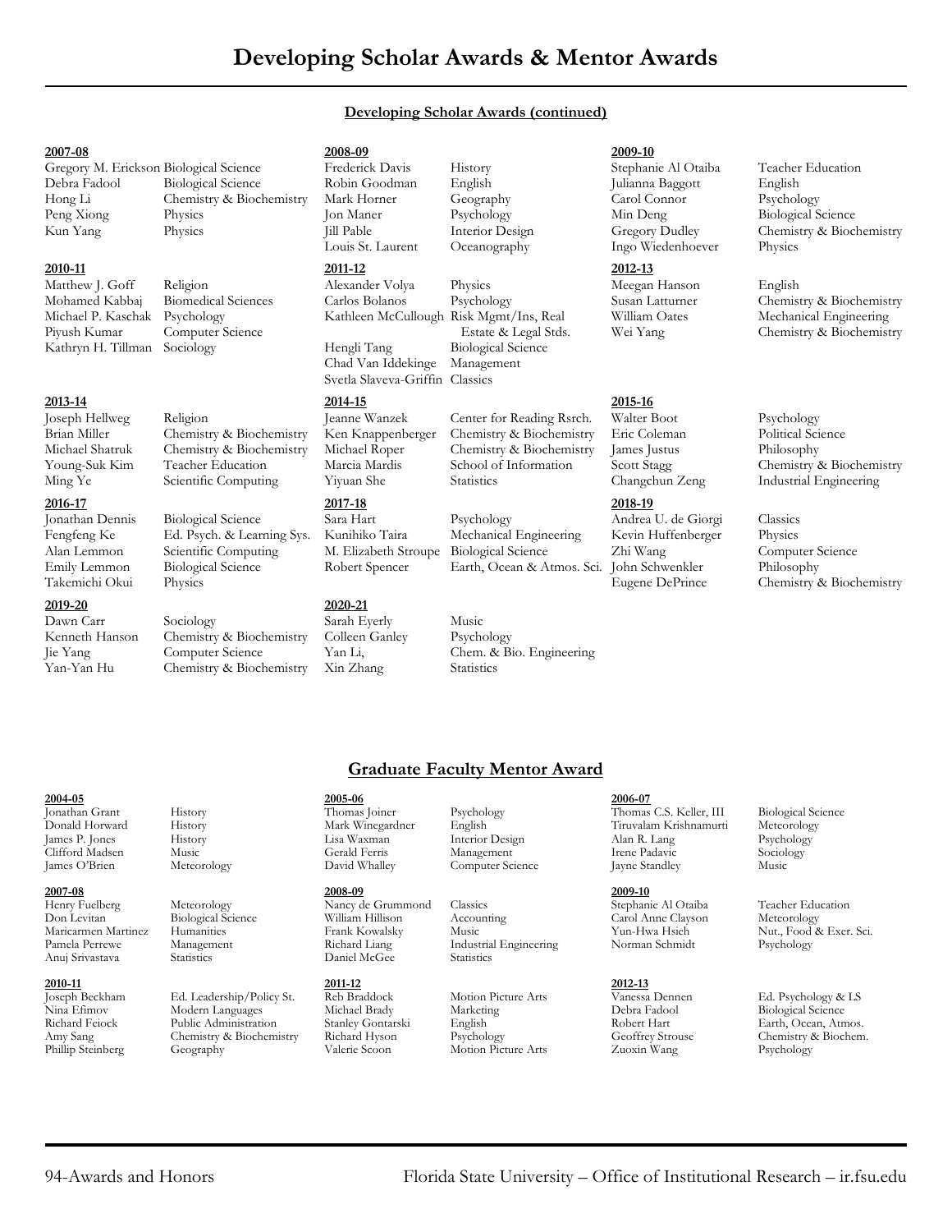# Developing Scholar Awards & Mentor Awards

## Developing Scholar Awards (continued)

**2007-08**

| Name | Department |
|---|---|
| Gregory M. Erickson | Biological Science |
| Debra Fadool | Biological Science |
| Hong Li | Chemistry & Biochemistry |
| Peng Xiong | Physics |
| Kun Yang | Physics |

**2008-09**

| Name | Department |
|---|---|
| Frederick Davis | History |
| Robin Goodman | English |
| Mark Horner | Geography |
| Jon Maner | Psychology |
| Jill Pable | Interior Design |
| Louis St. Laurent | Oceanography |

**2009-10**

| Name | Department |
|---|---|
| Stephanie Al Otaiba | Teacher Education |
| Julianna Baggott | English |
| Carol Connor | Psychology |
| Min Deng | Biological Science |
| Gregory Dudley | Chemistry & Biochemistry |
| Ingo Wiedenhoever | Physics |

**2010-11**

| Name | Department |
|---|---|
| Matthew J. Goff | Religion |
| Mohamed Kabbaj | Biomedical Sciences |
| Michael P. Kaschak | Psychology |
| Piyush Kumar | Computer Science |
| Kathryn H. Tillman | Sociology |

**2011-12**

| Name | Department |
|---|---|
| Alexander Volya | Physics |
| Carlos Bolanos | Psychology |
| Kathleen McCullough | Risk Mgmt/Ins, Real Estate & Legal Stds. |
| Hengli Tang | Biological Science |
| Chad Van Iddekinge | Management |
| Svetla Slaveva-Griffin | Classics |

**2012-13**

| Name | Department |
|---|---|
| Meegan Hanson | English |
| Susan Latturner | Chemistry & Biochemistry |
| William Oates | Mechanical Engineering |
| Wei Yang | Chemistry & Biochemistry |

**2013-14**

| Name | Department |
|---|---|
| Joseph Hellweg | Religion |
| Brian Miller | Chemistry & Biochemistry |
| Michael Shatruk | Chemistry & Biochemistry |
| Young-Suk Kim | Teacher Education |
| Ming Ye | Scientific Computing |

**2014-15**

| Name | Department |
|---|---|
| Jeanne Wanzek | Center for Reading Rsrch. |
| Ken Knappenberger | Chemistry & Biochemistry |
| Michael Roper | Chemistry & Biochemistry |
| Marcia Mardis | School of Information |
| Yiyuan She | Statistics |

**2015-16**

| Name | Department |
|---|---|
| Walter Boot | Psychology |
| Eric Coleman | Political Science |
| James Justus | Philosophy |
| Scott Stagg | Chemistry & Biochemistry |
| Changchun Zeng | Industrial Engineering |

**2016-17**

| Name | Department |
|---|---|
| Jonathan Dennis | Biological Science |
| Fengfeng Ke | Ed. Psych. & Learning Sys. |
| Alan Lemmon | Scientific Computing |
| Emily Lemmon | Biological Science |
| Takemichi Okui | Physics |

**2017-18**

| Name | Department |
|---|---|
| Sara Hart | Psychology |
| Kunihiko Taira | Mechanical Engineering |
| M. Elizabeth Stroupe | Biological Science |
| Robert Spencer | Earth, Ocean & Atmos. Sci. |

**2018-19**

| Name | Department |
|---|---|
| Andrea U. de Giorgi | Classics |
| Kevin Huffenberger | Physics |
| Zhi Wang | Computer Science |
| John Schwenkler | Philosophy |
| Eugene DePrince | Chemistry & Biochemistry |

**2019-20**

| Name | Department |
|---|---|
| Dawn Carr | Sociology |
| Kenneth Hanson | Chemistry & Biochemistry |
| Jie Yang | Computer Science |
| Yan-Yan Hu | Chemistry & Biochemistry |

**2020-21**

| Name | Department |
|---|---|
| Sarah Eyerly | Music |
| Colleen Ganley | Psychology |
| Yan Li, | Chem. & Bio. Engineering |
| Xin Zhang | Statistics |

## Graduate Faculty Mentor Award

**2004-05**

| Name | Department |
|---|---|
| Jonathan Grant | History |
| Donald Horward | History |
| James P. Jones | History |
| Clifford Madsen | Music |
| James O'Brien | Meteorology |

**2005-06**

| Name | Department |
|---|---|
| Thomas Joiner | Psychology |
| Mark Winegardner | English |
| Lisa Waxman | Interior Design |
| Gerald Ferris | Management |
| David Whalley | Computer Science |

**2006-07**

| Name | Department |
|---|---|
| Thomas C.S. Keller, III | Biological Science |
| Tiruvalam Krishnamurti | Meteorology |
| Alan R. Lang | Psychology |
| Irene Padavic | Sociology |
| Jayne Standley | Music |

**2007-08**

| Name | Department |
|---|---|
| Henry Fuelberg | Meteorology |
| Don Levitan | Biological Science |
| Maricarmen Martinez | Humanities |
| Pamela Perrewe | Management |
| Anuj Srivastava | Statistics |

**2008-09**

| Name | Department |
|---|---|
| Nancy de Grummond | Classics |
| William Hillison | Accounting |
| Frank Kowalsky | Music |
| Richard Liang | Industrial Engineering |
| Daniel McGee | Statistics |

**2009-10**

| Name | Department |
|---|---|
| Stephanie Al Otaiba | Teacher Education |
| Carol Anne Clayson | Meteorology |
| Yun-Hwa Hsieh | Nut., Food & Exer. Sci. |
| Norman Schmidt | Psychology |

**2010-11**

| Name | Department |
|---|---|
| Joseph Beckham | Ed. Leadership/Policy St. |
| Nina Efimov | Modern Languages |
| Richard Feiock | Public Administration |
| Amy Sang | Chemistry & Biochemistry |
| Phillip Steinberg | Geography |

**2011-12**

| Name | Department |
|---|---|
| Reb Braddock | Motion Picture Arts |
| Michael Brady | Marketing |
| Stanley Gontarski | English |
| Richard Hyson | Psychology |
| Valerie Scoon | Motion Picture Arts |

**2012-13**

| Name | Department |
|---|---|
| Vanessa Dennen | Ed. Psychology & LS |
| Debra Fadool | Biological Science |
| Robert Hart | Earth, Ocean, Atmos. |
| Geoffrey Strouse | Chemistry & Biochem. |
| Zuoxin Wang | Psychology |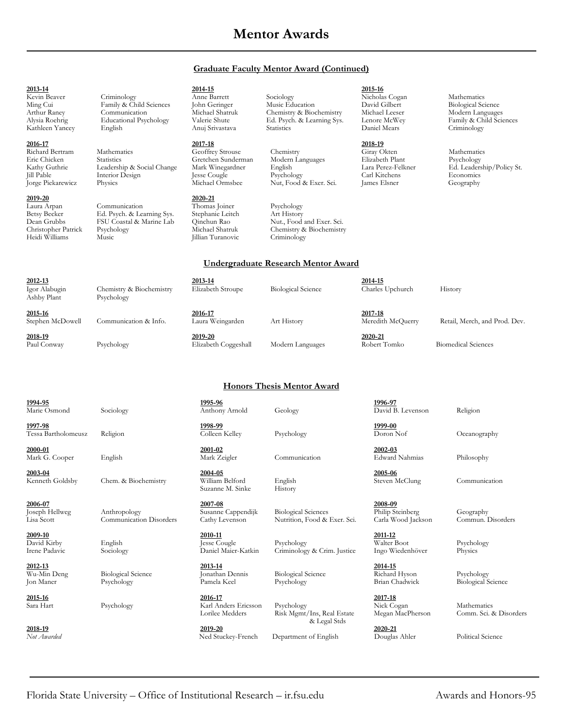# Mentor Awards

## Graduate Faculty Mentor Award (Continued)

**2013-14**
Kevin Beaver — Criminology
Ming Cui — Family & Child Sciences
Arthur Raney — Communication
Alysia Roehrig — Educational Psychology
Kathleen Yancey — English

**2014-15**
Anne Barrett — Sociology
John Geringer — Music Education
Michael Shatruk — Chemistry & Biochemistry
Valerie Shute — Ed. Psych. & Learning Sys.
Anuj Srivastava — Statistics

**2015-16**
Nicholas Cogan — Mathematics
David Gilbert — Biological Science
Michael Leeser — Modern Languages
Lenore McWey — Family & Child Sciences
Daniel Mears — Criminology

**2016-17**
Richard Bertram — Mathematics
Eric Chicken — Statistics
Kathy Guthrie — Leadership & Social Change
Jill Pable — Interior Design
Jorge Piekarewicz — Physics

**2017-18**
Geoffrey Strouse — Chemistry
Gretchen Sunderman — Modern Languages
Mark Winegardner — English
Jesse Cougle — Psychology
Michael Ormsbee — Nut, Food & Exer. Sci.

**2018-19**
Giray Okten — Mathematics
Elizabeth Plant — Psychology
Lara Perez-Felkner — Ed. Leadership/Policy St.
Carl Kitchens — Economics
James Elsner — Geography

**2019-20**
Laura Arpan — Communication
Betsy Becker — Ed. Psych. & Learning Sys.
Dean Grubbs — FSU Coastal & Marine Lab
Christopher Patrick — Psychology
Heidi Williams — Music

**2020-21**
Thomas Joiner — Psychology
Stephanie Leitch — Art History
Qinchun Rao — Nut., Food and Exer. Sci.
Michael Shatruk — Chemistry & Biochemistry
Jillian Turanovic — Criminology

## Undergraduate Research Mentor Award

**2012-13**
Igor Alabugin — Chemistry & Biochemistry
Ashby Plant — Psychology

**2013-14**
Elizabeth Stroupe — Biological Science

**2014-15**
Charles Upchurch — History

**2015-16**
Stephen McDowell — Communication & Info.

**2016-17**
Laura Weingarden — Art History

**2017-18**
Meredith McQuerry — Retail, Merch, and Prod. Dev.

**2018-19**
Paul Conway — Psychology

**2019-20**
Elizabeth Coggeshall — Modern Languages

**2020-21**
Robert Tomko — Biomedical Sciences

## Honors Thesis Mentor Award

**1994-95**
Marie Osmond — Sociology

**1995-96**
Anthony Arnold — Geology

**1996-97**
David B. Levenson — Religion

**1997-98**
Tessa Bartholomeusz — Religion

**1998-99**
Colleen Kelley — Psychology

**1999-00**
Doron Nof — Oceanography

**2000-01**
Mark G. Cooper — English

**2001-02**
Mark Zeigler — Communication

**2002-03**
Edward Nahmias — Philosophy

**2003-04**
Kenneth Goldsby — Chem. & Biochemistry

**2004-05**
William Belford — English
Suzanne M. Sinke — History

**2005-06**
Steven McClung — Communication

**2006-07**
Joseph Hellweg — Anthropology
Lisa Scott — Communication Disorders

**2007-08**
Susanne Cappendijk — Biological Sciences
Cathy Levenson — Nutrition, Food & Exer. Sci.

**2008-09**
Philip Steinberg — Geography
Carla Wood Jackson — Commun. Disorders

**2009-10**
David Kirby — English
Irene Padavic — Sociology

**2010-11**
Jesse Cougle — Psychology
Daniel Maier-Katkin — Criminology & Crim. Justice

**2011-12**
Walter Boot — Psychology
Ingo Wiedenhöver — Physics

**2012-13**
Wu-Min Deng — Biological Science
Jon Maner — Psychology

**2013-14**
Jonathan Dennis — Biological Science
Pamela Keel — Psychology

**2014-15**
Richard Hyson — Psychology
Brian Chadwick — Biological Science

**2015-16**
Sara Hart — Psychology

**2016-17**
Karl Anders Ericsson — Psychology
Lorilee Medders — Risk Mgmt/Ins, Real Estate & Legal Stds

**2017-18**
Nick Cogan — Mathematics
Megan MacPherson — Comm. Sci. & Disorders

**2018-19**
*Not Awarded*

**2019-20**
Ned Stuckey-French — Department of English

**2020-21**
Douglas Ahler — Political Science